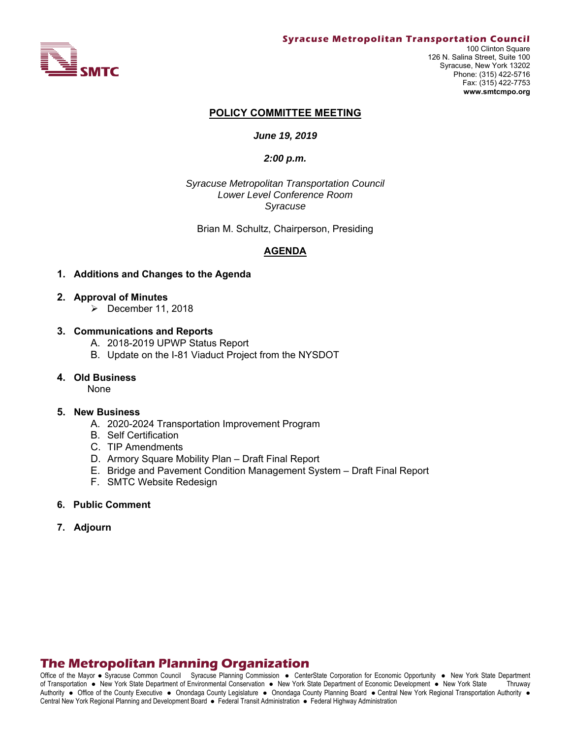SMTC

**Syracuse Metropolitan Transportation Council**

100 Clinton Square
126 N. Salina Street, Suite 100
Syracuse, New York 13202
Phone: (315) 422-5716
Fax: (315) 422-7753
**www.smtcmpo.org**

## POLICY COMMITTEE MEETING

***June 19, 2019***

***2:00 p.m.***

*Syracuse Metropolitan Transportation Council*
*Lower Level Conference Room*
*Syracuse*

Brian M. Schultz, Chairperson, Presiding

## AGENDA

1. **Additions and Changes to the Agenda**

2. **Approval of Minutes**
   - December 11, 2018

3. **Communications and Reports**
   A. 2018-2019 UPWP Status Report
   B. Update on the I-81 Viaduct Project from the NYSDOT

4. **Old Business**
   None

5. **New Business**
   A. 2020-2024 Transportation Improvement Program
   B. Self Certification
   C. TIP Amendments
   D. Armory Square Mobility Plan – Draft Final Report
   E. Bridge and Pavement Condition Management System – Draft Final Report
   F. SMTC Website Redesign

6. **Public Comment**

7. **Adjourn**

**The Metropolitan Planning Organization**

Office of the Mayor ● Syracuse Common Council Syracuse Planning Commission ● CenterState Corporation for Economic Opportunity ● New York State Department of Transportation ● New York State Department of Environmental Conservation ● New York State Department of Economic Development ● New York State Thruway Authority ● Office of the County Executive ● Onondaga County Legislature ● Onondaga County Planning Board ● Central New York Regional Transportation Authority ● Central New York Regional Planning and Development Board ● Federal Transit Administration ● Federal Highway Administration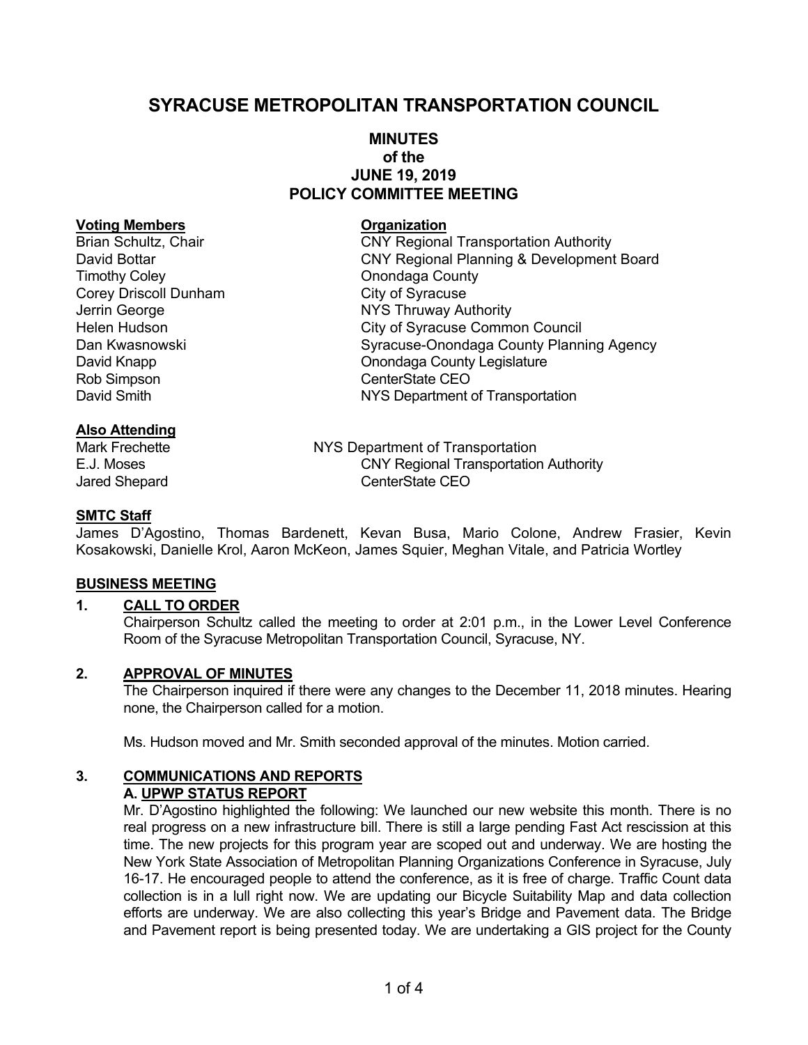# SYRACUSE METROPOLITAN TRANSPORTATION COUNCIL

## MINUTES of the JUNE 19, 2019 POLICY COMMITTEE MEETING

**Voting Members** | **Organization**

| Voting Members | Organization |
| --- | --- |
| Brian Schultz, Chair | CNY Regional Transportation Authority |
| David Bottar | CNY Regional Planning & Development Board |
| Timothy Coley | Onondaga County |
| Corey Driscoll Dunham | City of Syracuse |
| Jerrin George | NYS Thruway Authority |
| Helen Hudson | City of Syracuse Common Council |
| Dan Kwasnowski | Syracuse-Onondaga County Planning Agency |
| David Knapp | Onondaga County Legislature |
| Rob Simpson | CenterState CEO |
| David Smith | NYS Department of Transportation |

**Also Attending**

| | |
| --- | --- |
| Mark Frechette | NYS Department of Transportation |
| E.J. Moses | CNY Regional Transportation Authority |
| Jared Shepard | CenterState CEO |

**SMTC Staff**

James D'Agostino, Thomas Bardenett, Kevan Busa, Mario Colone, Andrew Frasier, Kevin Kosakowski, Danielle Krol, Aaron McKeon, James Squier, Meghan Vitale, and Patricia Wortley

**BUSINESS MEETING**

### 1. CALL TO ORDER

Chairperson Schultz called the meeting to order at 2:01 p.m., in the Lower Level Conference Room of the Syracuse Metropolitan Transportation Council, Syracuse, NY.

### 2. APPROVAL OF MINUTES

The Chairperson inquired if there were any changes to the December 11, 2018 minutes. Hearing none, the Chairperson called for a motion.

Ms. Hudson moved and Mr. Smith seconded approval of the minutes. Motion carried.

### 3. COMMUNICATIONS AND REPORTS

**A. UPWP STATUS REPORT**

Mr. D'Agostino highlighted the following: We launched our new website this month. There is no real progress on a new infrastructure bill. There is still a large pending Fast Act rescission at this time. The new projects for this program year are scoped out and underway. We are hosting the New York State Association of Metropolitan Planning Organizations Conference in Syracuse, July 16-17. He encouraged people to attend the conference, as it is free of charge. Traffic Count data collection is in a lull right now. We are updating our Bicycle Suitability Map and data collection efforts are underway. We are also collecting this year's Bridge and Pavement data. The Bridge and Pavement report is being presented today. We are undertaking a GIS project for the County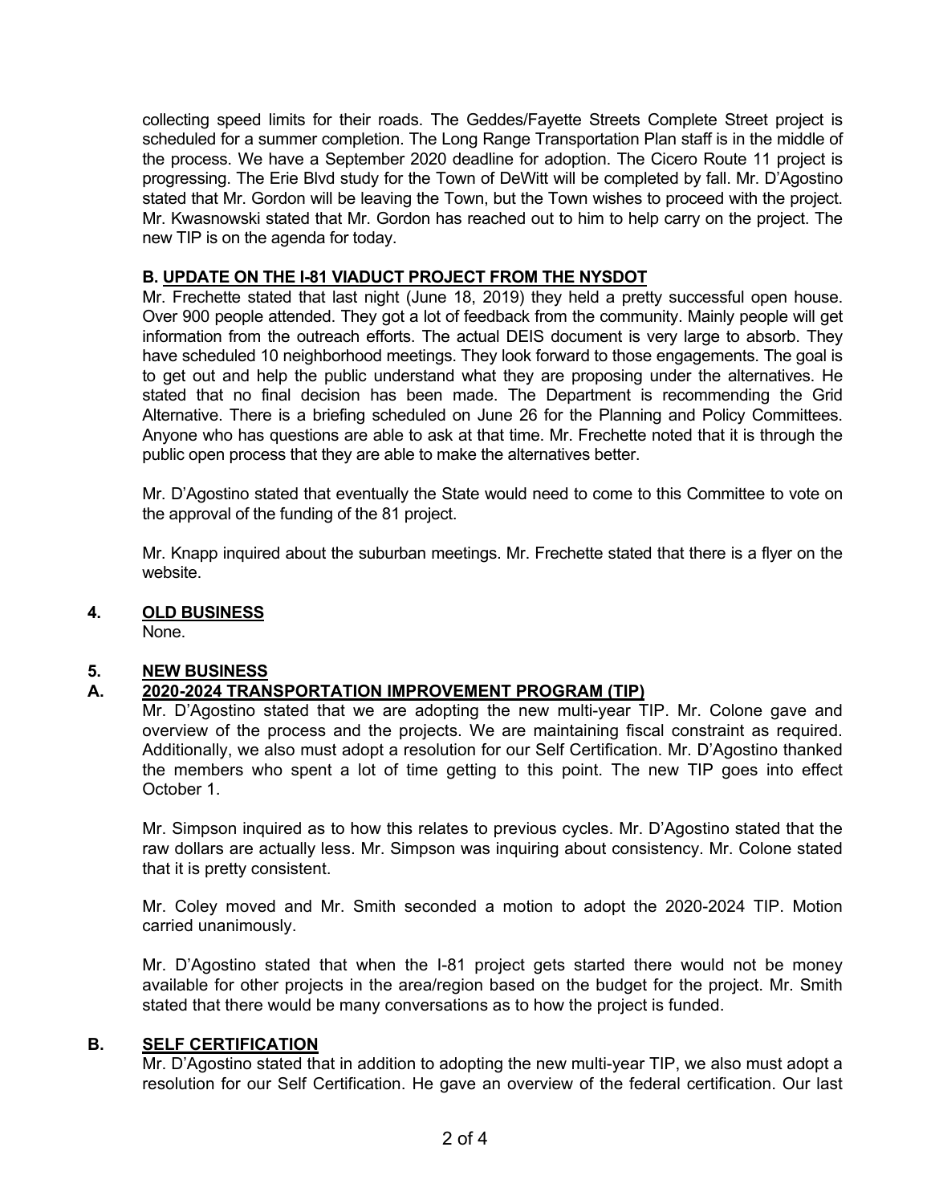collecting speed limits for their roads. The Geddes/Fayette Streets Complete Street project is scheduled for a summer completion. The Long Range Transportation Plan staff is in the middle of the process. We have a September 2020 deadline for adoption. The Cicero Route 11 project is progressing. The Erie Blvd study for the Town of DeWitt will be completed by fall. Mr. D'Agostino stated that Mr. Gordon will be leaving the Town, but the Town wishes to proceed with the project. Mr. Kwasnowski stated that Mr. Gordon has reached out to him to help carry on the project. The new TIP is on the agenda for today.

### B. UPDATE ON THE I-81 VIADUCT PROJECT FROM THE NYSDOT

Mr. Frechette stated that last night (June 18, 2019) they held a pretty successful open house. Over 900 people attended. They got a lot of feedback from the community. Mainly people will get information from the outreach efforts. The actual DEIS document is very large to absorb. They have scheduled 10 neighborhood meetings. They look forward to those engagements. The goal is to get out and help the public understand what they are proposing under the alternatives. He stated that no final decision has been made. The Department is recommending the Grid Alternative. There is a briefing scheduled on June 26 for the Planning and Policy Committees. Anyone who has questions are able to ask at that time. Mr. Frechette noted that it is through the public open process that they are able to make the alternatives better.

Mr. D'Agostino stated that eventually the State would need to come to this Committee to vote on the approval of the funding of the 81 project.

Mr. Knapp inquired about the suburban meetings. Mr. Frechette stated that there is a flyer on the website.

## 4. OLD BUSINESS

None.

## 5. NEW BUSINESS

### A. 2020-2024 TRANSPORTATION IMPROVEMENT PROGRAM (TIP)

Mr. D'Agostino stated that we are adopting the new multi-year TIP. Mr. Colone gave and overview of the process and the projects. We are maintaining fiscal constraint as required. Additionally, we also must adopt a resolution for our Self Certification. Mr. D'Agostino thanked the members who spent a lot of time getting to this point. The new TIP goes into effect October 1.

Mr. Simpson inquired as to how this relates to previous cycles. Mr. D'Agostino stated that the raw dollars are actually less. Mr. Simpson was inquiring about consistency. Mr. Colone stated that it is pretty consistent.

Mr. Coley moved and Mr. Smith seconded a motion to adopt the 2020-2024 TIP. Motion carried unanimously.

Mr. D'Agostino stated that when the I-81 project gets started there would not be money available for other projects in the area/region based on the budget for the project. Mr. Smith stated that there would be many conversations as to how the project is funded.

### B. SELF CERTIFICATION

Mr. D'Agostino stated that in addition to adopting the new multi-year TIP, we also must adopt a resolution for our Self Certification. He gave an overview of the federal certification. Our last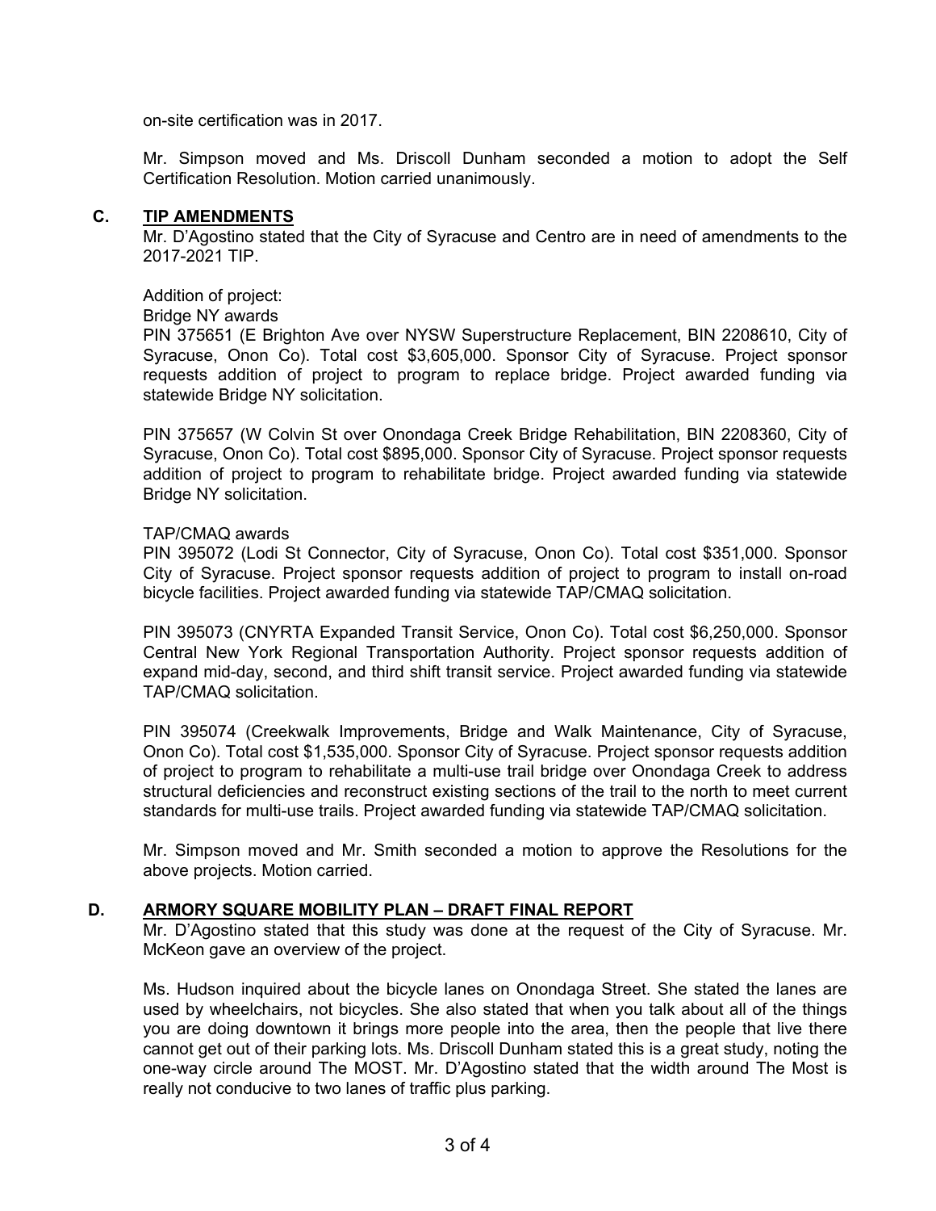on-site certification was in 2017.

Mr. Simpson moved and Ms. Driscoll Dunham seconded a motion to adopt the Self Certification Resolution. Motion carried unanimously.

## C. TIP AMENDMENTS

Mr. D'Agostino stated that the City of Syracuse and Centro are in need of amendments to the 2017-2021 TIP.

Addition of project:
Bridge NY awards
PIN 375651 (E Brighton Ave over NYSW Superstructure Replacement, BIN 2208610, City of Syracuse, Onon Co). Total cost $3,605,000. Sponsor City of Syracuse. Project sponsor requests addition of project to program to replace bridge. Project awarded funding via statewide Bridge NY solicitation.

PIN 375657 (W Colvin St over Onondaga Creek Bridge Rehabilitation, BIN 2208360, City of Syracuse, Onon Co). Total cost $895,000. Sponsor City of Syracuse. Project sponsor requests addition of project to program to rehabilitate bridge. Project awarded funding via statewide Bridge NY solicitation.

TAP/CMAQ awards
PIN 395072 (Lodi St Connector, City of Syracuse, Onon Co). Total cost $351,000. Sponsor City of Syracuse. Project sponsor requests addition of project to program to install on-road bicycle facilities. Project awarded funding via statewide TAP/CMAQ solicitation.

PIN 395073 (CNYRTA Expanded Transit Service, Onon Co). Total cost $6,250,000. Sponsor Central New York Regional Transportation Authority. Project sponsor requests addition of expand mid-day, second, and third shift transit service. Project awarded funding via statewide TAP/CMAQ solicitation.

PIN 395074 (Creekwalk Improvements, Bridge and Walk Maintenance, City of Syracuse, Onon Co). Total cost $1,535,000. Sponsor City of Syracuse. Project sponsor requests addition of project to program to rehabilitate a multi-use trail bridge over Onondaga Creek to address structural deficiencies and reconstruct existing sections of the trail to the north to meet current standards for multi-use trails. Project awarded funding via statewide TAP/CMAQ solicitation.

Mr. Simpson moved and Mr. Smith seconded a motion to approve the Resolutions for the above projects. Motion carried.

## D. ARMORY SQUARE MOBILITY PLAN – DRAFT FINAL REPORT

Mr. D'Agostino stated that this study was done at the request of the City of Syracuse. Mr. McKeon gave an overview of the project.

Ms. Hudson inquired about the bicycle lanes on Onondaga Street. She stated the lanes are used by wheelchairs, not bicycles. She also stated that when you talk about all of the things you are doing downtown it brings more people into the area, then the people that live there cannot get out of their parking lots. Ms. Driscoll Dunham stated this is a great study, noting the one-way circle around The MOST. Mr. D'Agostino stated that the width around The Most is really not conducive to two lanes of traffic plus parking.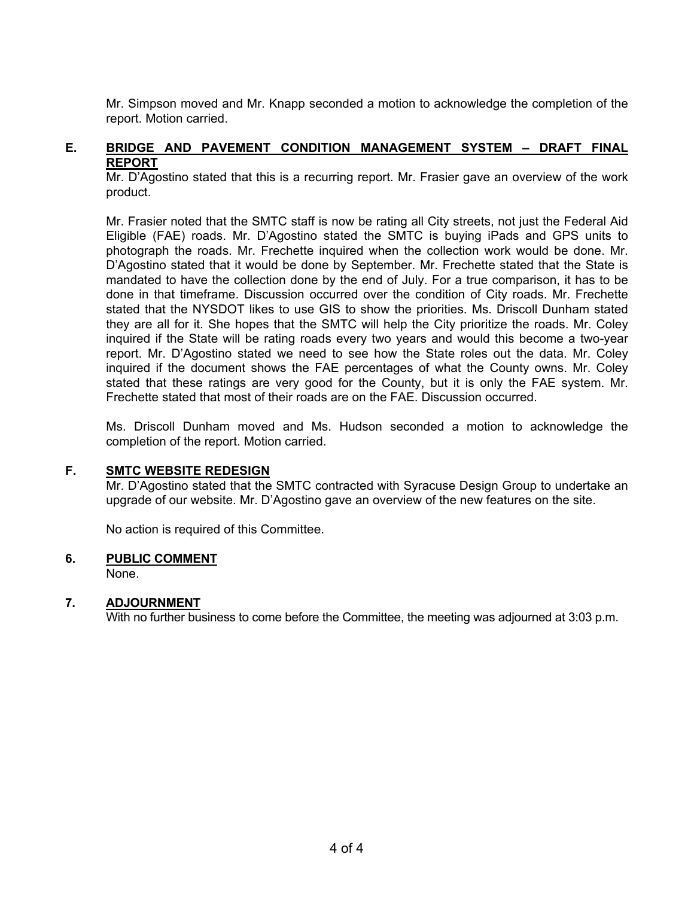Mr. Simpson moved and Mr. Knapp seconded a motion to acknowledge the completion of the report. Motion carried.

**E. <u>BRIDGE AND PAVEMENT CONDITION MANAGEMENT SYSTEM – DRAFT FINAL REPORT</u>**

Mr. D'Agostino stated that this is a recurring report. Mr. Frasier gave an overview of the work product.

Mr. Frasier noted that the SMTC staff is now be rating all City streets, not just the Federal Aid Eligible (FAE) roads. Mr. D'Agostino stated the SMTC is buying iPads and GPS units to photograph the roads. Mr. Frechette inquired when the collection work would be done. Mr. D'Agostino stated that it would be done by September. Mr. Frechette stated that the State is mandated to have the collection done by the end of July. For a true comparison, it has to be done in that timeframe. Discussion occurred over the condition of City roads. Mr. Frechette stated that the NYSDOT likes to use GIS to show the priorities. Ms. Driscoll Dunham stated they are all for it. She hopes that the SMTC will help the City prioritize the roads. Mr. Coley inquired if the State will be rating roads every two years and would this become a two-year report. Mr. D'Agostino stated we need to see how the State roles out the data. Mr. Coley inquired if the document shows the FAE percentages of what the County owns. Mr. Coley stated that these ratings are very good for the County, but it is only the FAE system. Mr. Frechette stated that most of their roads are on the FAE. Discussion occurred.

Ms. Driscoll Dunham moved and Ms. Hudson seconded a motion to acknowledge the completion of the report. Motion carried.

**F. <u>SMTC WEBSITE REDESIGN</u>**

Mr. D'Agostino stated that the SMTC contracted with Syracuse Design Group to undertake an upgrade of our website. Mr. D'Agostino gave an overview of the new features on the site.

No action is required of this Committee.

**6. <u>PUBLIC COMMENT</u>**

None.

**7. <u>ADJOURNMENT</u>**

With no further business to come before the Committee, the meeting was adjourned at 3:03 p.m.